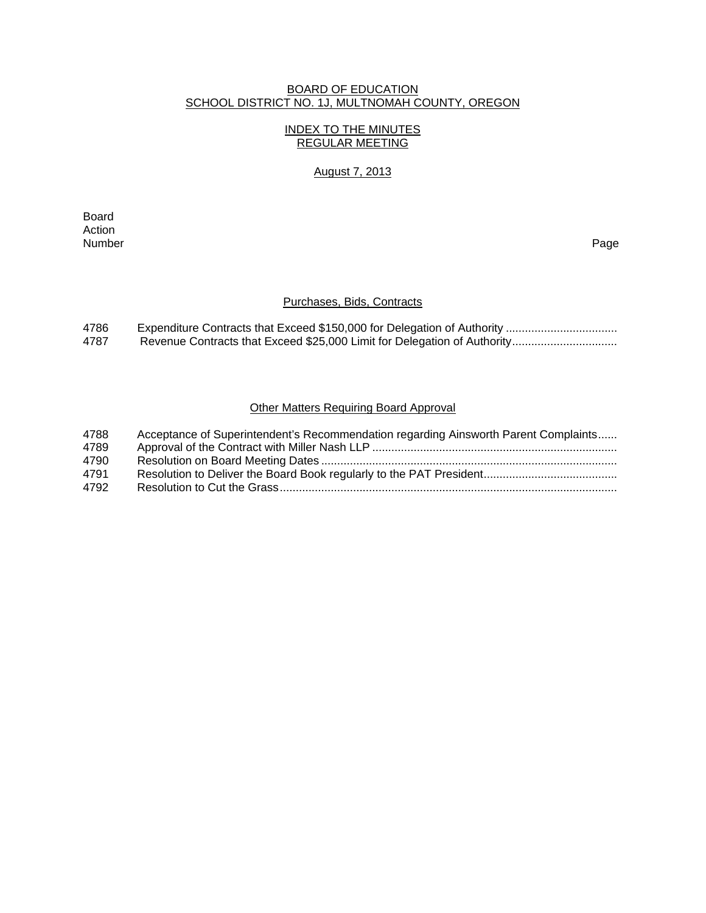# BOARD OF EDUCATION
## SCHOOL DISTRICT NO. 1J, MULTNOMAH COUNTY, OREGON

### INDEX TO THE MINUTES
### REGULAR MEETING

August 7, 2013

| Board Action Number | | Page |
|---|---|---|

### Purchases, Bids, Contracts

| | | |
|---|---|---|
| 4786 | Expenditure Contracts that Exceed $150,000 for Delegation of Authority .................................. | |
| 4787 | Revenue Contracts that Exceed $25,000 Limit for Delegation of Authority................................ | |

### Other Matters Requiring Board Approval

| | | |
|---|---|---|
| 4788 | Acceptance of Superintendent's Recommendation regarding Ainsworth Parent Complaints...... | |
| 4789 | Approval of the Contract with Miller Nash LLP ............................................................................ | |
| 4790 | Resolution on Board Meeting Dates ............................................................................................ | |
| 4791 | Resolution to Deliver the Board Book regularly to the PAT President.......................................... | |
| 4792 | Resolution to Cut the Grass.......................................................................................................... | |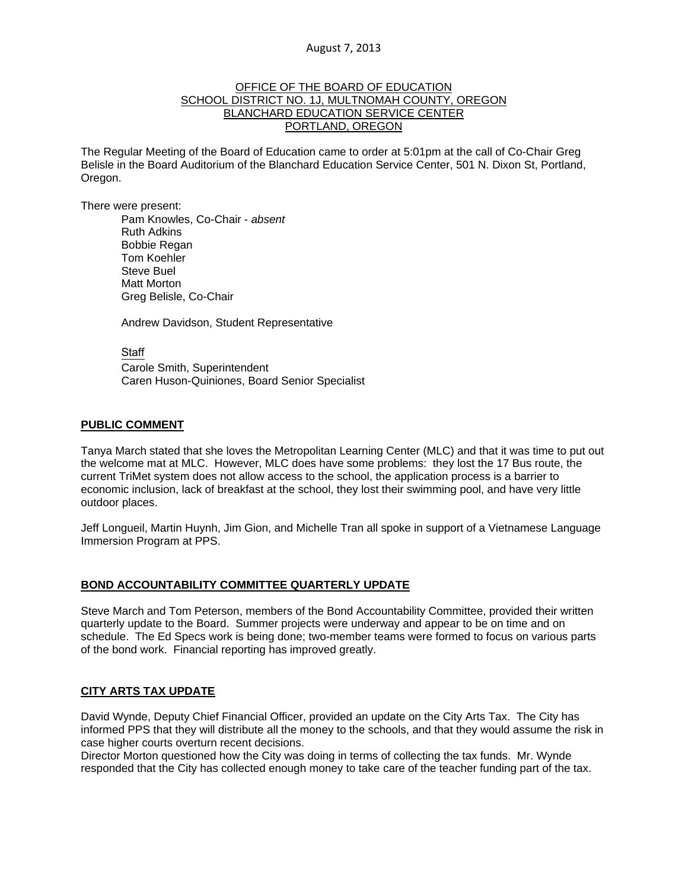August 7, 2013

OFFICE OF THE BOARD OF EDUCATION
SCHOOL DISTRICT NO. 1J, MULTNOMAH COUNTY, OREGON
BLANCHARD EDUCATION SERVICE CENTER
PORTLAND, OREGON

The Regular Meeting of the Board of Education came to order at 5:01pm at the call of Co-Chair Greg Belisle in the Board Auditorium of the Blanchard Education Service Center, 501 N. Dixon St, Portland, Oregon.

There were present:

Pam Knowles, Co-Chair - *absent*
Ruth Adkins
Bobbie Regan
Tom Koehler
Steve Buel
Matt Morton
Greg Belisle, Co-Chair

Andrew Davidson, Student Representative

Staff
Carole Smith, Superintendent
Caren Huson-Quiniones, Board Senior Specialist

## PUBLIC COMMENT

Tanya March stated that she loves the Metropolitan Learning Center (MLC) and that it was time to put out the welcome mat at MLC. However, MLC does have some problems: they lost the 17 Bus route, the current TriMet system does not allow access to the school, the application process is a barrier to economic inclusion, lack of breakfast at the school, they lost their swimming pool, and have very little outdoor places.

Jeff Longueil, Martin Huynh, Jim Gion, and Michelle Tran all spoke in support of a Vietnamese Language Immersion Program at PPS.

## BOND ACCOUNTABILITY COMMITTEE QUARTERLY UPDATE

Steve March and Tom Peterson, members of the Bond Accountability Committee, provided their written quarterly update to the Board. Summer projects were underway and appear to be on time and on schedule. The Ed Specs work is being done; two-member teams were formed to focus on various parts of the bond work. Financial reporting has improved greatly.

## CITY ARTS TAX UPDATE

David Wynde, Deputy Chief Financial Officer, provided an update on the City Arts Tax. The City has informed PPS that they will distribute all the money to the schools, and that they would assume the risk in case higher courts overturn recent decisions.
Director Morton questioned how the City was doing in terms of collecting the tax funds. Mr. Wynde responded that the City has collected enough money to take care of the teacher funding part of the tax.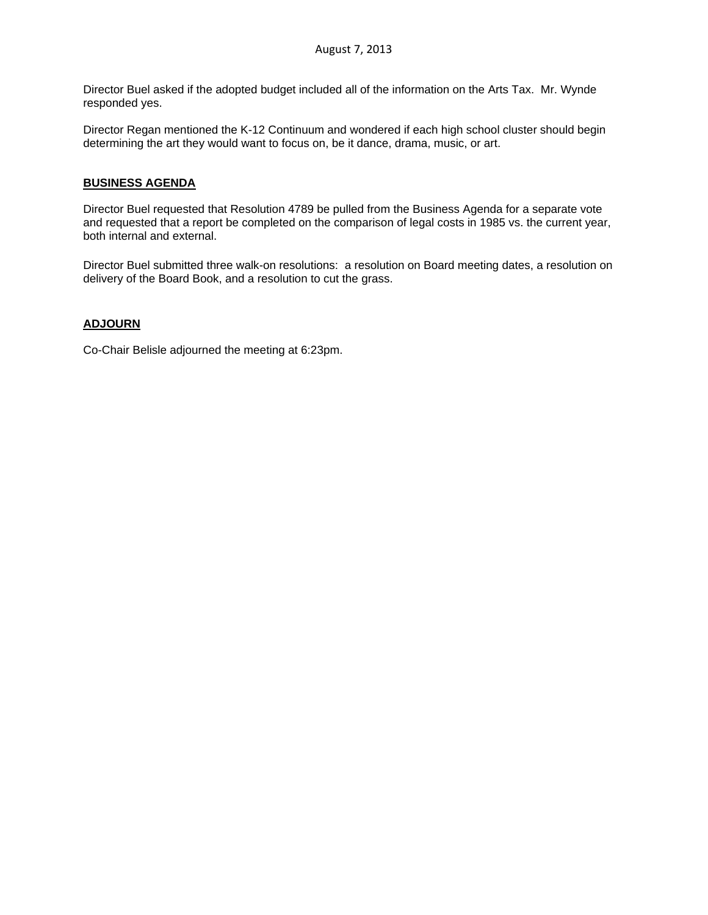Director Buel asked if the adopted budget included all of the information on the Arts Tax. Mr. Wynde responded yes.

Director Regan mentioned the K-12 Continuum and wondered if each high school cluster should begin determining the art they would want to focus on, be it dance, drama, music, or art.

## BUSINESS AGENDA

Director Buel requested that Resolution 4789 be pulled from the Business Agenda for a separate vote and requested that a report be completed on the comparison of legal costs in 1985 vs. the current year, both internal and external.

Director Buel submitted three walk-on resolutions: a resolution on Board meeting dates, a resolution on delivery of the Board Book, and a resolution to cut the grass.

## ADJOURN

Co-Chair Belisle adjourned the meeting at 6:23pm.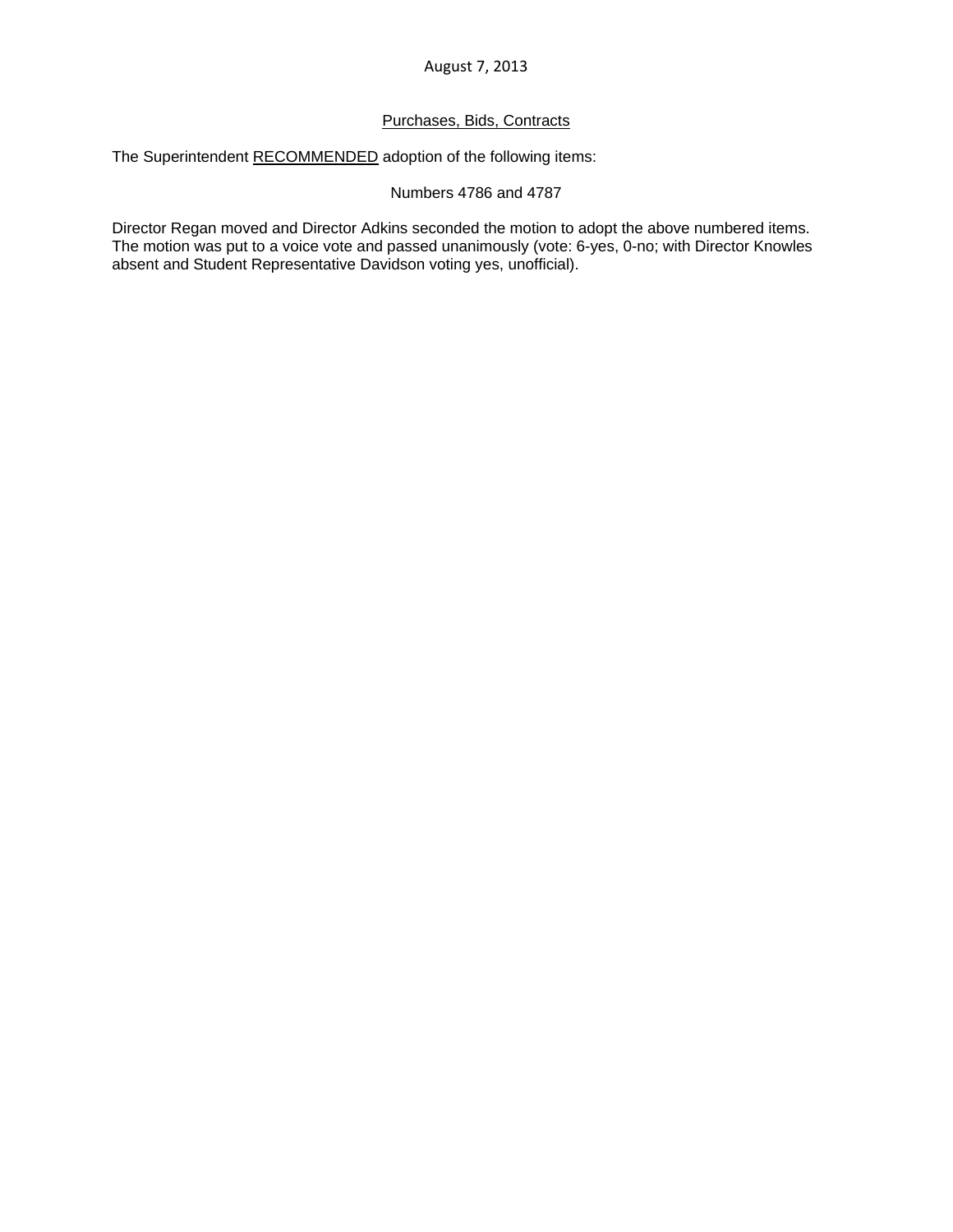August 7, 2013

## Purchases, Bids, Contracts

The Superintendent RECOMMENDED adoption of the following items:

Numbers 4786 and 4787

Director Regan moved and Director Adkins seconded the motion to adopt the above numbered items. The motion was put to a voice vote and passed unanimously (vote: 6-yes, 0-no; with Director Knowles absent and Student Representative Davidson voting yes, unofficial).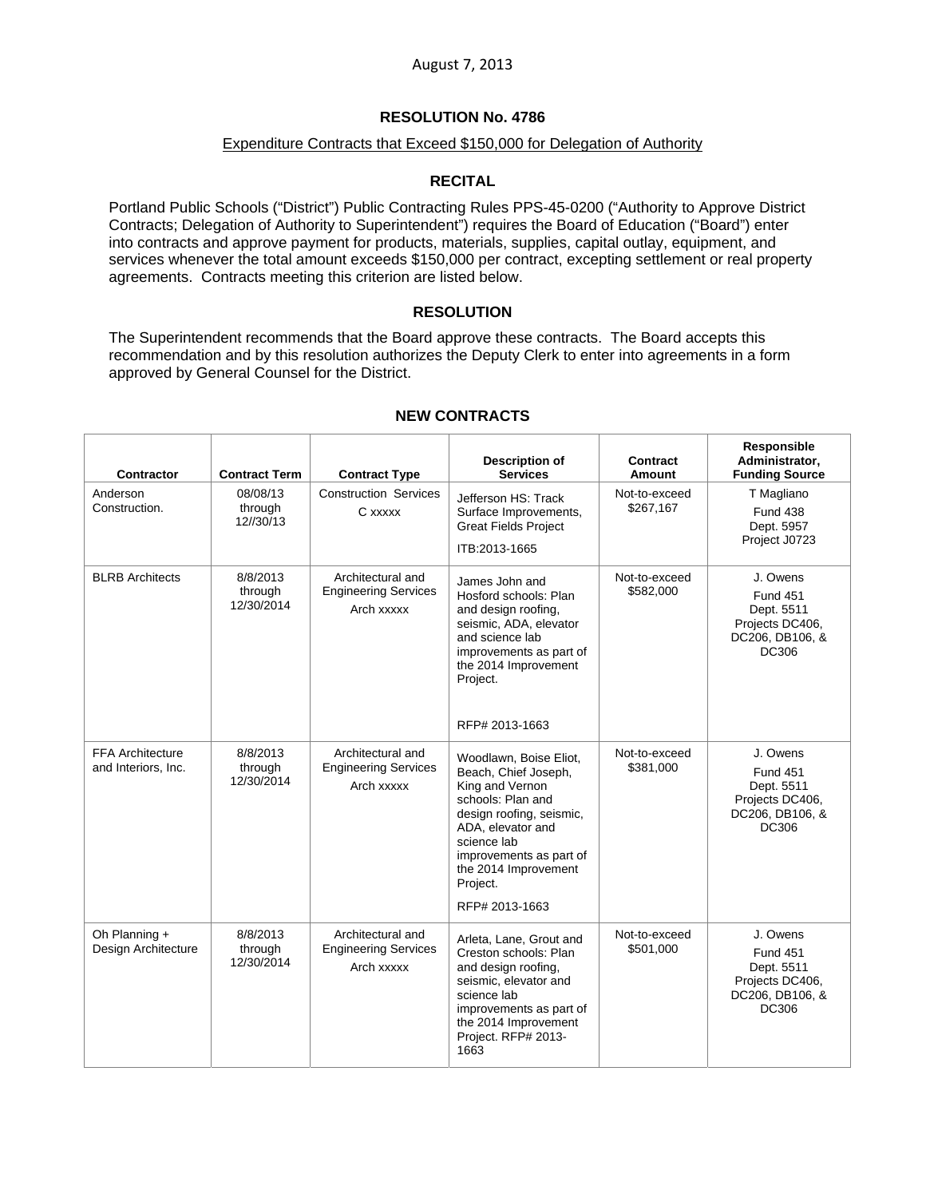August 7, 2013

# RESOLUTION No. 4786

## Expenditure Contracts that Exceed $150,000 for Delegation of Authority

### RECITAL

Portland Public Schools ("District") Public Contracting Rules PPS-45-0200 ("Authority to Approve District Contracts; Delegation of Authority to Superintendent") requires the Board of Education ("Board") enter into contracts and approve payment for products, materials, supplies, capital outlay, equipment, and services whenever the total amount exceeds $150,000 per contract, excepting settlement or real property agreements. Contracts meeting this criterion are listed below.

### RESOLUTION

The Superintendent recommends that the Board approve these contracts. The Board accepts this recommendation and by this resolution authorizes the Deputy Clerk to enter into agreements in a form approved by General Counsel for the District.

### NEW CONTRACTS

| Contractor | Contract Term | Contract Type | Description of Services | Contract Amount | Responsible Administrator, Funding Source |
|---|---|---|---|---|---|
| Anderson Construction. | 08/08/13 through 12//30/13 | Construction Services C xxxxx | Jefferson HS: Track Surface Improvements, Great Fields Project ITB:2013-1665 | Not-to-exceed $267,167 | T Magliano Fund 438 Dept. 5957 Project J0723 |
| BLRB Architects | 8/8/2013 through 12/30/2014 | Architectural and Engineering Services Arch xxxxx | James John and Hosford schools: Plan and design roofing, seismic, ADA, elevator and science lab improvements as part of the 2014 Improvement Project. RFP# 2013-1663 | Not-to-exceed $582,000 | J. Owens Fund 451 Dept. 5511 Projects DC406, DC206, DB106, & DC306 |
| FFA Architecture and Interiors, Inc. | 8/8/2013 through 12/30/2014 | Architectural and Engineering Services Arch xxxxx | Woodlawn, Boise Eliot, Beach, Chief Joseph, King and Vernon schools: Plan and design roofing, seismic, ADA, elevator and science lab improvements as part of the 2014 Improvement Project. RFP# 2013-1663 | Not-to-exceed $381,000 | J. Owens Fund 451 Dept. 5511 Projects DC406, DC206, DB106, & DC306 |
| Oh Planning + Design Architecture | 8/8/2013 through 12/30/2014 | Architectural and Engineering Services Arch xxxxx | Arleta, Lane, Grout and Creston schools: Plan and design roofing, seismic, elevator and science lab improvements as part of the 2014 Improvement Project. RFP# 2013-1663 | Not-to-exceed $501,000 | J. Owens Fund 451 Dept. 5511 Projects DC406, DC206, DB106, & DC306 |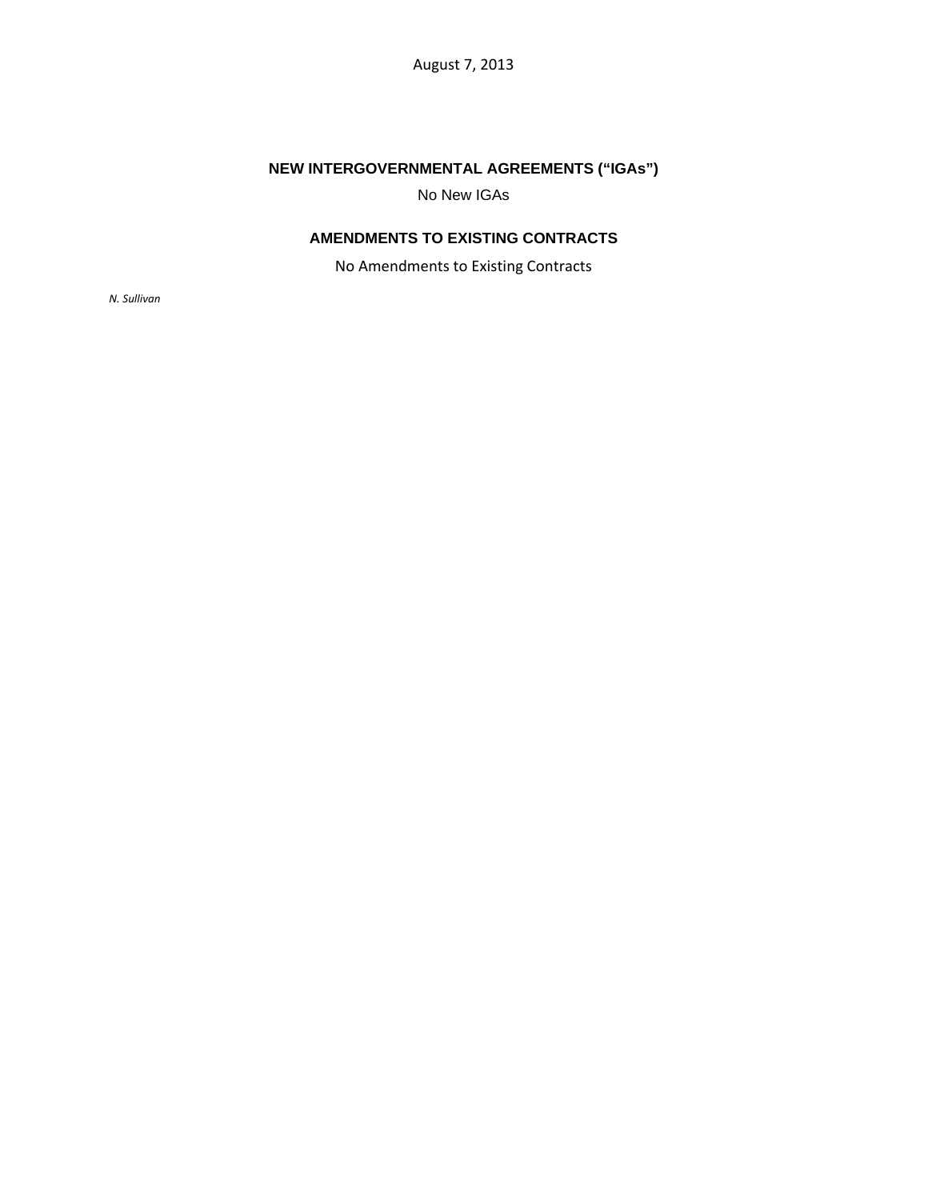August 7, 2013

## NEW INTERGOVERNMENTAL AGREEMENTS ("IGAs")

No New IGAs

## AMENDMENTS TO EXISTING CONTRACTS

No Amendments to Existing Contracts

*N. Sullivan*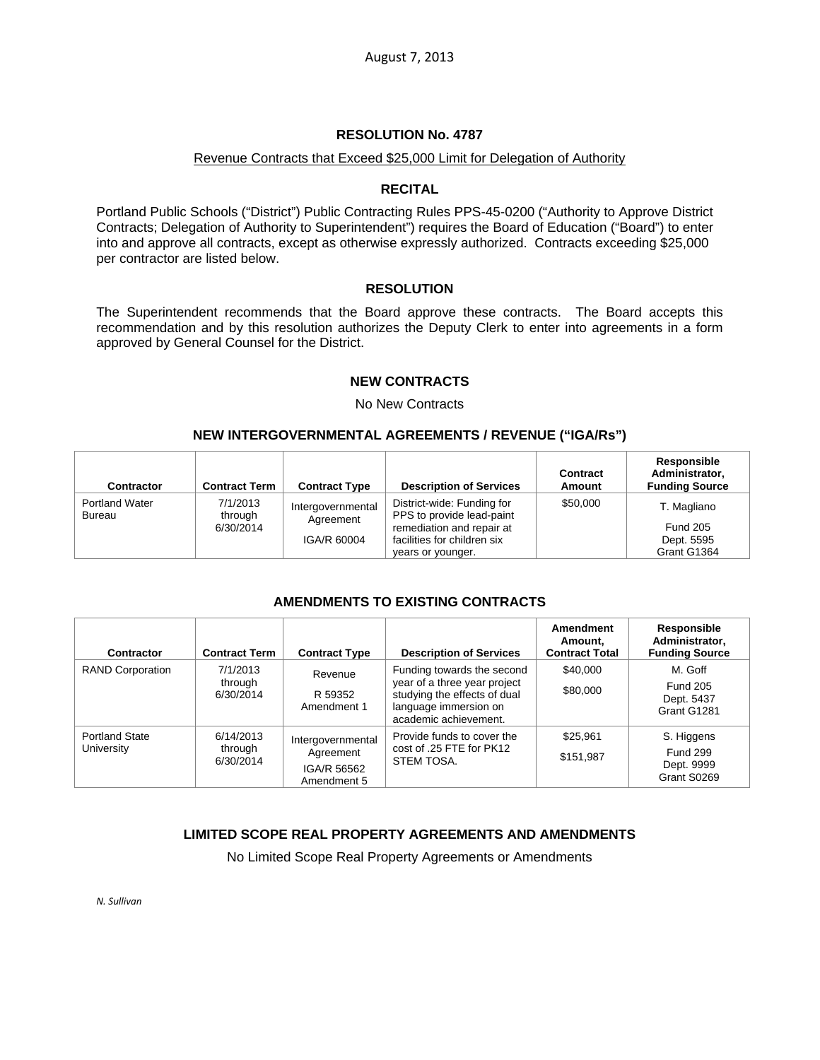August 7, 2013

### RESOLUTION No. 4787

Revenue Contracts that Exceed $25,000 Limit for Delegation of Authority

### RECITAL

Portland Public Schools ("District") Public Contracting Rules PPS-45-0200 ("Authority to Approve District Contracts; Delegation of Authority to Superintendent") requires the Board of Education ("Board") to enter into and approve all contracts, except as otherwise expressly authorized. Contracts exceeding $25,000 per contractor are listed below.

### RESOLUTION

The Superintendent recommends that the Board approve these contracts. The Board accepts this recommendation and by this resolution authorizes the Deputy Clerk to enter into agreements in a form approved by General Counsel for the District.

### NEW CONTRACTS

No New Contracts

### NEW INTERGOVERNMENTAL AGREEMENTS / REVENUE ("IGA/Rs")

| Contractor | Contract Term | Contract Type | Description of Services | Contract Amount | Responsible Administrator, Funding Source |
|---|---|---|---|---|---|
| Portland Water Bureau | 7/1/2013 through 6/30/2014 | Intergovernmental Agreement IGA/R 60004 | District-wide: Funding for PPS to provide lead-paint remediation and repair at facilities for children six years or younger. | $50,000 | T. Magliano Fund 205 Dept. 5595 Grant G1364 |

### AMENDMENTS TO EXISTING CONTRACTS

| Contractor | Contract Term | Contract Type | Description of Services | Amendment Amount, Contract Total | Responsible Administrator, Funding Source |
|---|---|---|---|---|---|
| RAND Corporation | 7/1/2013 through 6/30/2014 | Revenue R 59352 Amendment 1 | Funding towards the second year of a three year project studying the effects of dual language immersion on academic achievement. | $40,000 $80,000 | M. Goff Fund 205 Dept. 5437 Grant G1281 |
| Portland State University | 6/14/2013 through 6/30/2014 | Intergovernmental Agreement IGA/R 56562 Amendment 5 | Provide funds to cover the cost of .25 FTE for PK12 STEM TOSA. | $25,961 $151,987 | S. Higgens Fund 299 Dept. 9999 Grant S0269 |

### LIMITED SCOPE REAL PROPERTY AGREEMENTS AND AMENDMENTS

No Limited Scope Real Property Agreements or Amendments

*N. Sullivan*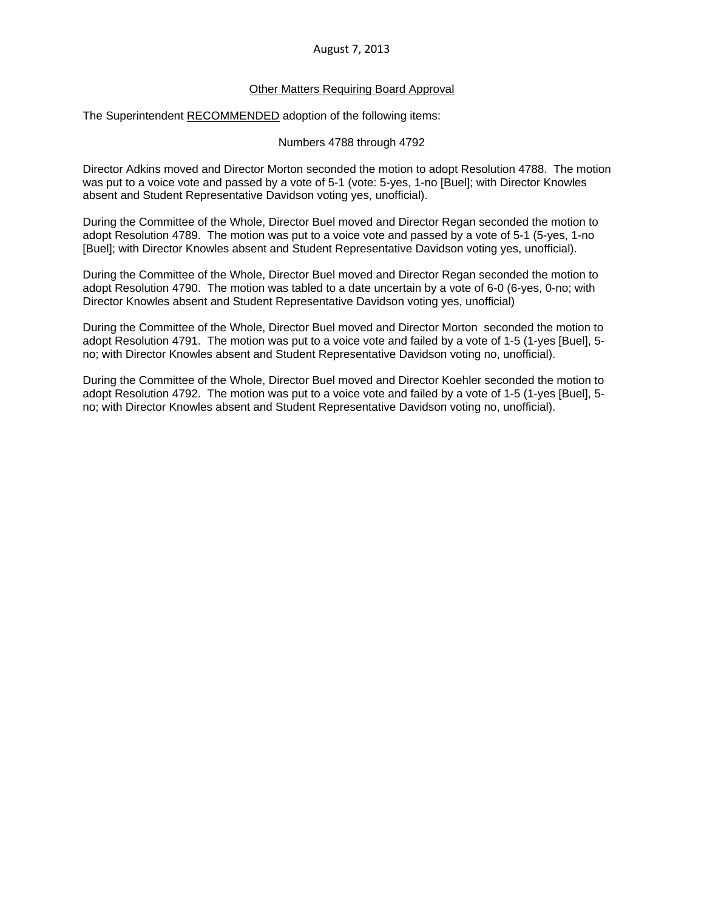August 7, 2013

Other Matters Requiring Board Approval

The Superintendent RECOMMENDED adoption of the following items:

Numbers 4788 through 4792

Director Adkins moved and Director Morton seconded the motion to adopt Resolution 4788. The motion was put to a voice vote and passed by a vote of 5-1 (vote: 5-yes, 1-no [Buel]; with Director Knowles absent and Student Representative Davidson voting yes, unofficial).

During the Committee of the Whole, Director Buel moved and Director Regan seconded the motion to adopt Resolution 4789. The motion was put to a voice vote and passed by a vote of 5-1 (5-yes, 1-no [Buel]; with Director Knowles absent and Student Representative Davidson voting yes, unofficial).

During the Committee of the Whole, Director Buel moved and Director Regan seconded the motion to adopt Resolution 4790. The motion was tabled to a date uncertain by a vote of 6-0 (6-yes, 0-no; with Director Knowles absent and Student Representative Davidson voting yes, unofficial)

During the Committee of the Whole, Director Buel moved and Director Morton seconded the motion to adopt Resolution 4791. The motion was put to a voice vote and failed by a vote of 1-5 (1-yes [Buel], 5-no; with Director Knowles absent and Student Representative Davidson voting no, unofficial).

During the Committee of the Whole, Director Buel moved and Director Koehler seconded the motion to adopt Resolution 4792. The motion was put to a voice vote and failed by a vote of 1-5 (1-yes [Buel], 5-no; with Director Knowles absent and Student Representative Davidson voting no, unofficial).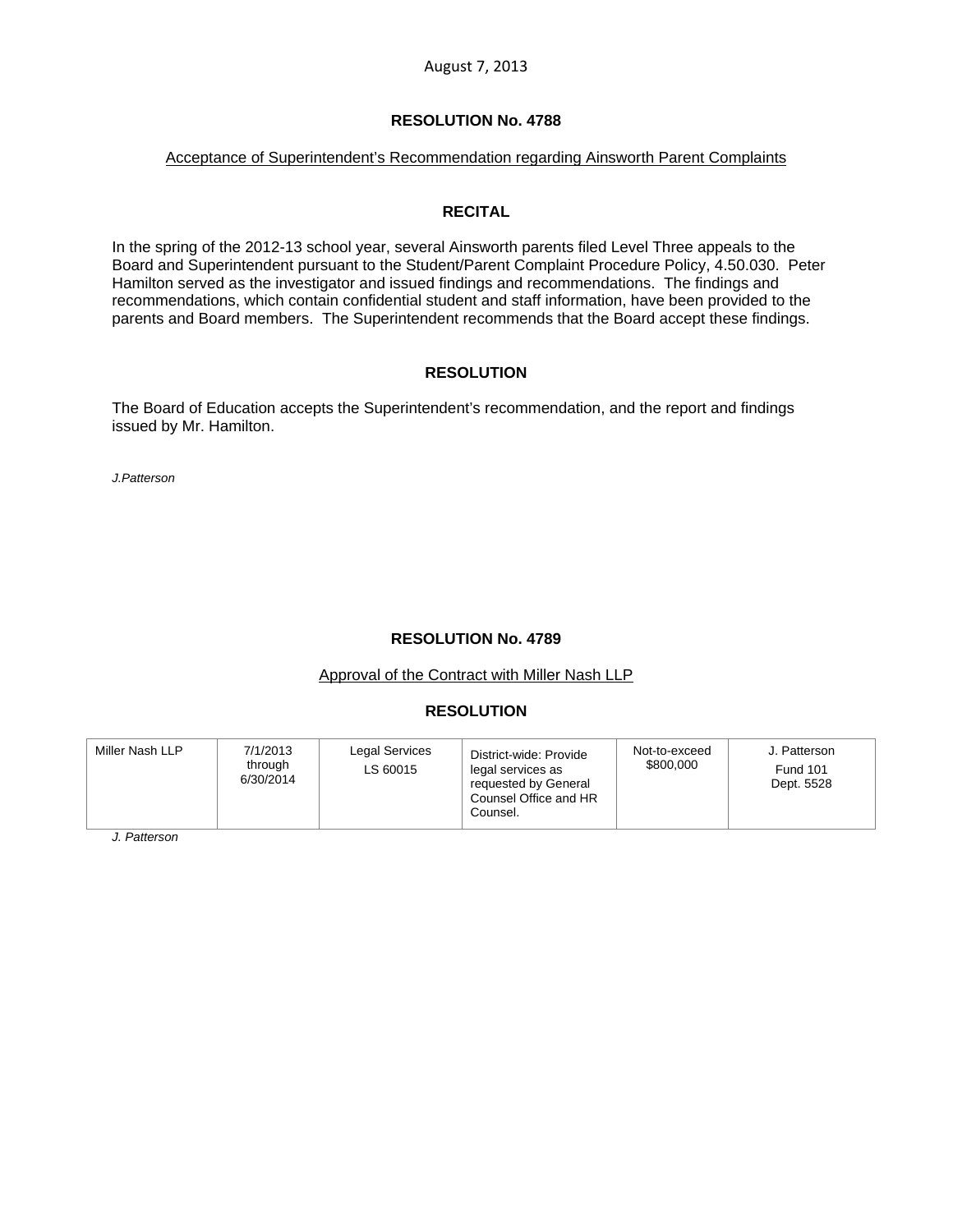August 7, 2013

## RESOLUTION No. 4788

Acceptance of Superintendent's Recommendation regarding Ainsworth Parent Complaints

### RECITAL

In the spring of the 2012-13 school year, several Ainsworth parents filed Level Three appeals to the Board and Superintendent pursuant to the Student/Parent Complaint Procedure Policy, 4.50.030. Peter Hamilton served as the investigator and issued findings and recommendations. The findings and recommendations, which contain confidential student and staff information, have been provided to the parents and Board members. The Superintendent recommends that the Board accept these findings.

### RESOLUTION

The Board of Education accepts the Superintendent's recommendation, and the report and findings issued by Mr. Hamilton.

*J.Patterson*

## RESOLUTION No. 4789

Approval of the Contract with Miller Nash LLP

### RESOLUTION

| | | | | | |
|---|---|---|---|---|---|
| Miller Nash LLP | 7/1/2013 through 6/30/2014 | Legal Services LS 60015 | District-wide: Provide legal services as requested by General Counsel Office and HR Counsel. | Not-to-exceed $800,000 | J. Patterson Fund 101 Dept. 5528 |

*J. Patterson*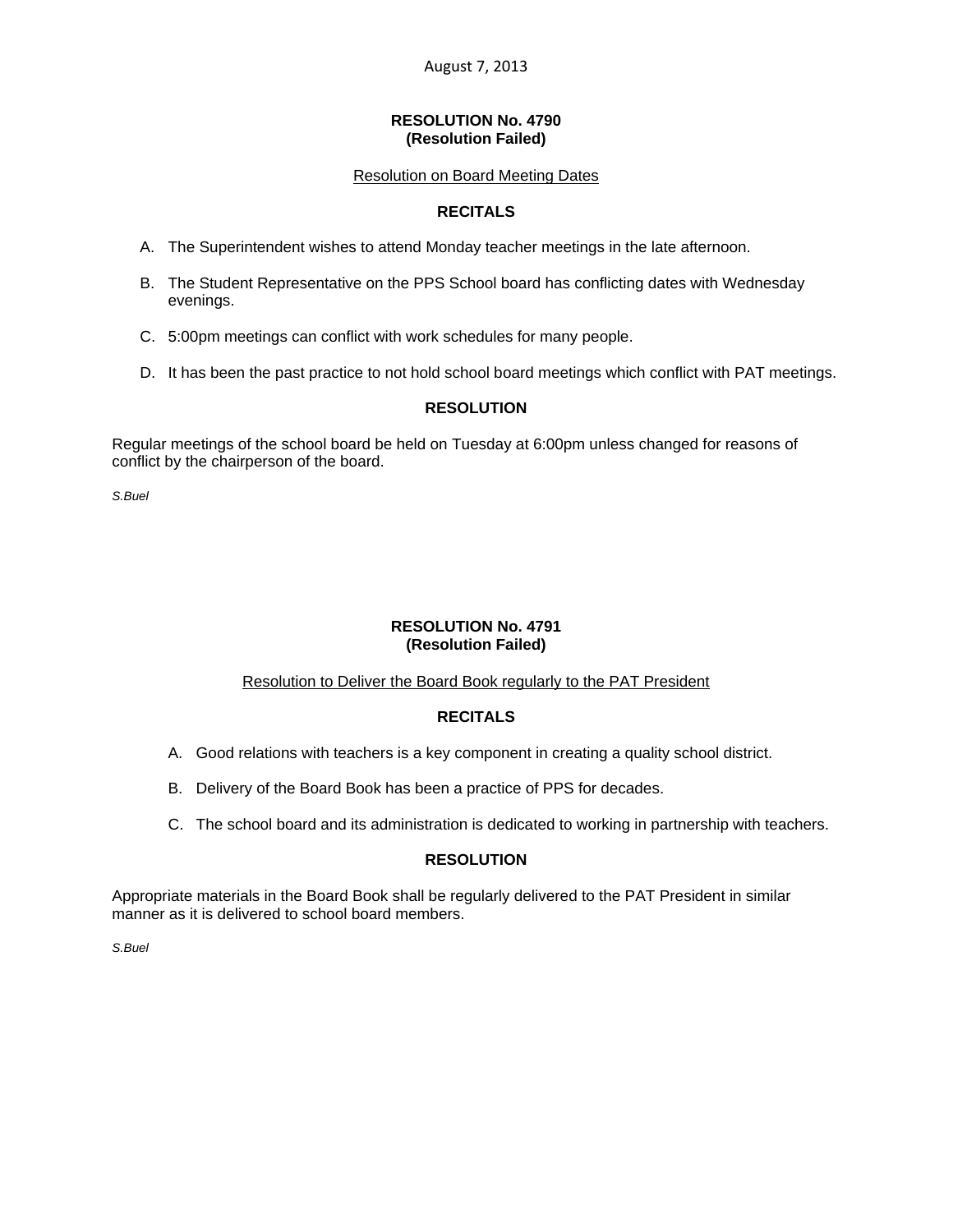August 7, 2013

**RESOLUTION No. 4790**
**(Resolution Failed)**

Resolution on Board Meeting Dates

**RECITALS**

A. The Superintendent wishes to attend Monday teacher meetings in the late afternoon.

B. The Student Representative on the PPS School board has conflicting dates with Wednesday evenings.

C. 5:00pm meetings can conflict with work schedules for many people.

D. It has been the past practice to not hold school board meetings which conflict with PAT meetings.

**RESOLUTION**

Regular meetings of the school board be held on Tuesday at 6:00pm unless changed for reasons of conflict by the chairperson of the board.

*S.Buel*

**RESOLUTION No. 4791**
**(Resolution Failed)**

Resolution to Deliver the Board Book regularly to the PAT President

**RECITALS**

A. Good relations with teachers is a key component in creating a quality school district.

B. Delivery of the Board Book has been a practice of PPS for decades.

C. The school board and its administration is dedicated to working in partnership with teachers.

**RESOLUTION**

Appropriate materials in the Board Book shall be regularly delivered to the PAT President in similar manner as it is delivered to school board members.

*S.Buel*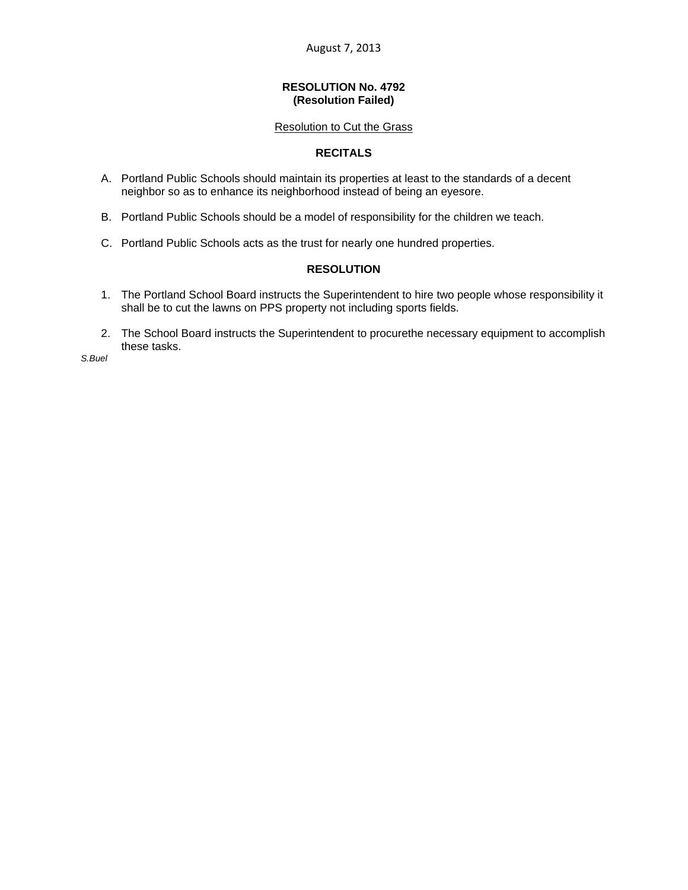August 7, 2013

**RESOLUTION No. 4792**
**(Resolution Failed)**

Resolution to Cut the Grass

**RECITALS**

A. Portland Public Schools should maintain its properties at least to the standards of a decent neighbor so as to enhance its neighborhood instead of being an eyesore.

B. Portland Public Schools should be a model of responsibility for the children we teach.

C. Portland Public Schools acts as the trust for nearly one hundred properties.

**RESOLUTION**

1. The Portland School Board instructs the Superintendent to hire two people whose responsibility it shall be to cut the lawns on PPS property not including sports fields.

2. The School Board instructs the Superintendent to procurethe necessary equipment to accomplish these tasks.

*S.Buel*